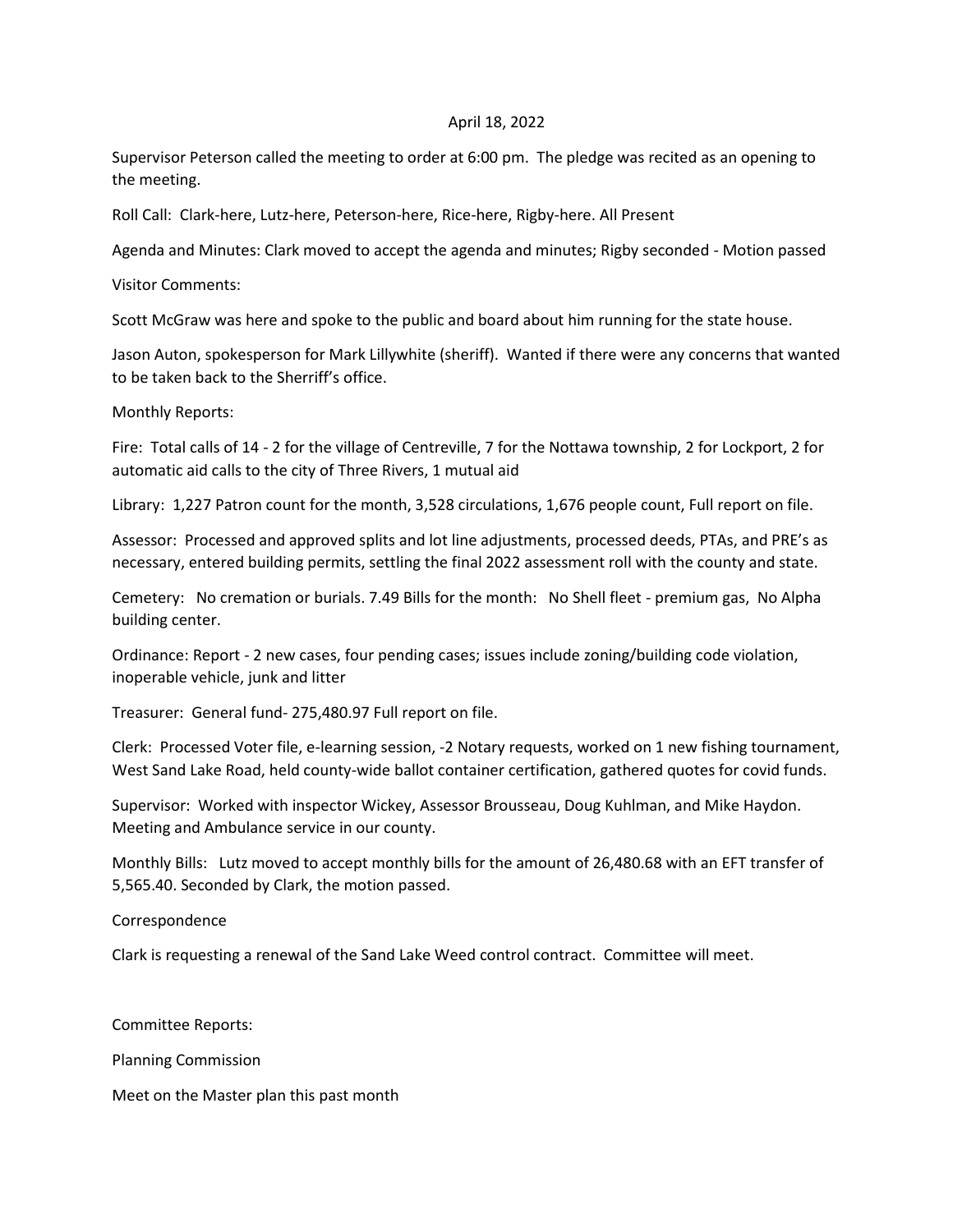April 18, 2022

Supervisor Peterson called the meeting to order at 6:00 pm. The pledge was recited as an opening to the meeting.

Roll Call: Clark-here, Lutz-here, Peterson-here, Rice-here, Rigby-here. All Present

Agenda and Minutes: Clark moved to accept the agenda and minutes; Rigby seconded - Motion passed

Visitor Comments:

Scott McGraw was here and spoke to the public and board about him running for the state house.

Jason Auton, spokesperson for Mark Lillywhite (sheriff). Wanted if there were any concerns that wanted to be taken back to the Sherriff's office.

Monthly Reports:

Fire: Total calls of 14 - 2 for the village of Centreville, 7 for the Nottawa township, 2 for Lockport, 2 for automatic aid calls to the city of Three Rivers, 1 mutual aid

Library: 1,227 Patron count for the month, 3,528 circulations, 1,676 people count, Full report on file.

Assessor: Processed and approved splits and lot line adjustments, processed deeds, PTAs, and PRE's as necessary, entered building permits, settling the final 2022 assessment roll with the county and state.

Cemetery: No cremation or burials. 7.49 Bills for the month: No Shell fleet - premium gas, No Alpha building center.

Ordinance: Report - 2 new cases, four pending cases; issues include zoning/building code violation, inoperable vehicle, junk and litter

Treasurer: General fund- 275,480.97 Full report on file.

Clerk: Processed Voter file, e-learning session, -2 Notary requests, worked on 1 new fishing tournament, West Sand Lake Road, held county-wide ballot container certification, gathered quotes for covid funds.

Supervisor: Worked with inspector Wickey, Assessor Brousseau, Doug Kuhlman, and Mike Haydon. Meeting and Ambulance service in our county.

Monthly Bills: Lutz moved to accept monthly bills for the amount of 26,480.68 with an EFT transfer of 5,565.40. Seconded by Clark, the motion passed.

Correspondence

Clark is requesting a renewal of the Sand Lake Weed control contract. Committee will meet.

Committee Reports:

Planning Commission

Meet on the Master plan this past month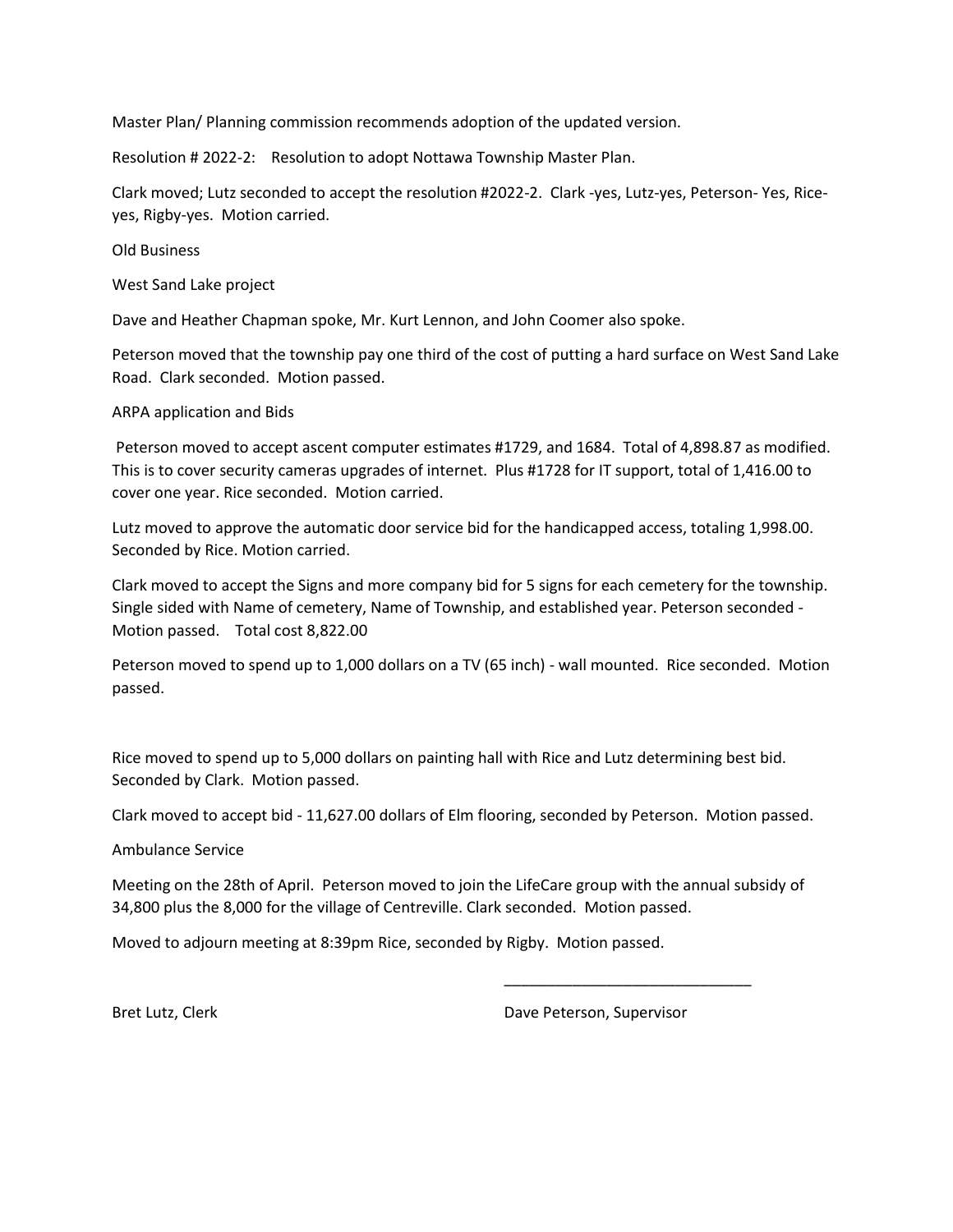Master Plan/ Planning commission recommends adoption of the updated version.

Resolution # 2022-2: Resolution to adopt Nottawa Township Master Plan.

Clark moved; Lutz seconded to accept the resolution #2022-2. Clark -yes, Lutz-yes, Peterson- Yes, Rice-yes, Rigby-yes. Motion carried.

Old Business

West Sand Lake project

Dave and Heather Chapman spoke, Mr. Kurt Lennon, and John Coomer also spoke.

Peterson moved that the township pay one third of the cost of putting a hard surface on West Sand Lake Road. Clark seconded. Motion passed.

ARPA application and Bids

Peterson moved to accept ascent computer estimates #1729, and 1684. Total of 4,898.87 as modified. This is to cover security cameras upgrades of internet. Plus #1728 for IT support, total of 1,416.00 to cover one year. Rice seconded. Motion carried.

Lutz moved to approve the automatic door service bid for the handicapped access, totaling 1,998.00. Seconded by Rice. Motion carried.

Clark moved to accept the Signs and more company bid for 5 signs for each cemetery for the township. Single sided with Name of cemetery, Name of Township, and established year. Peterson seconded - Motion passed. Total cost 8,822.00

Peterson moved to spend up to 1,000 dollars on a TV (65 inch) - wall mounted. Rice seconded. Motion passed.

Rice moved to spend up to 5,000 dollars on painting hall with Rice and Lutz determining best bid. Seconded by Clark. Motion passed.

Clark moved to accept bid - 11,627.00 dollars of Elm flooring, seconded by Peterson. Motion passed.

Ambulance Service

Meeting on the 28th of April. Peterson moved to join the LifeCare group with the annual subsidy of 34,800 plus the 8,000 for the village of Centreville. Clark seconded. Motion passed.

Moved to adjourn meeting at 8:39pm Rice, seconded by Rigby. Motion passed.

\_\_\_\_\_\_\_\_\_\_\_\_\_\_\_\_\_\_\_\_\_\_\_\_\_\_\_\_\_\_

Bret Lutz, Clerk

Dave Peterson, Supervisor